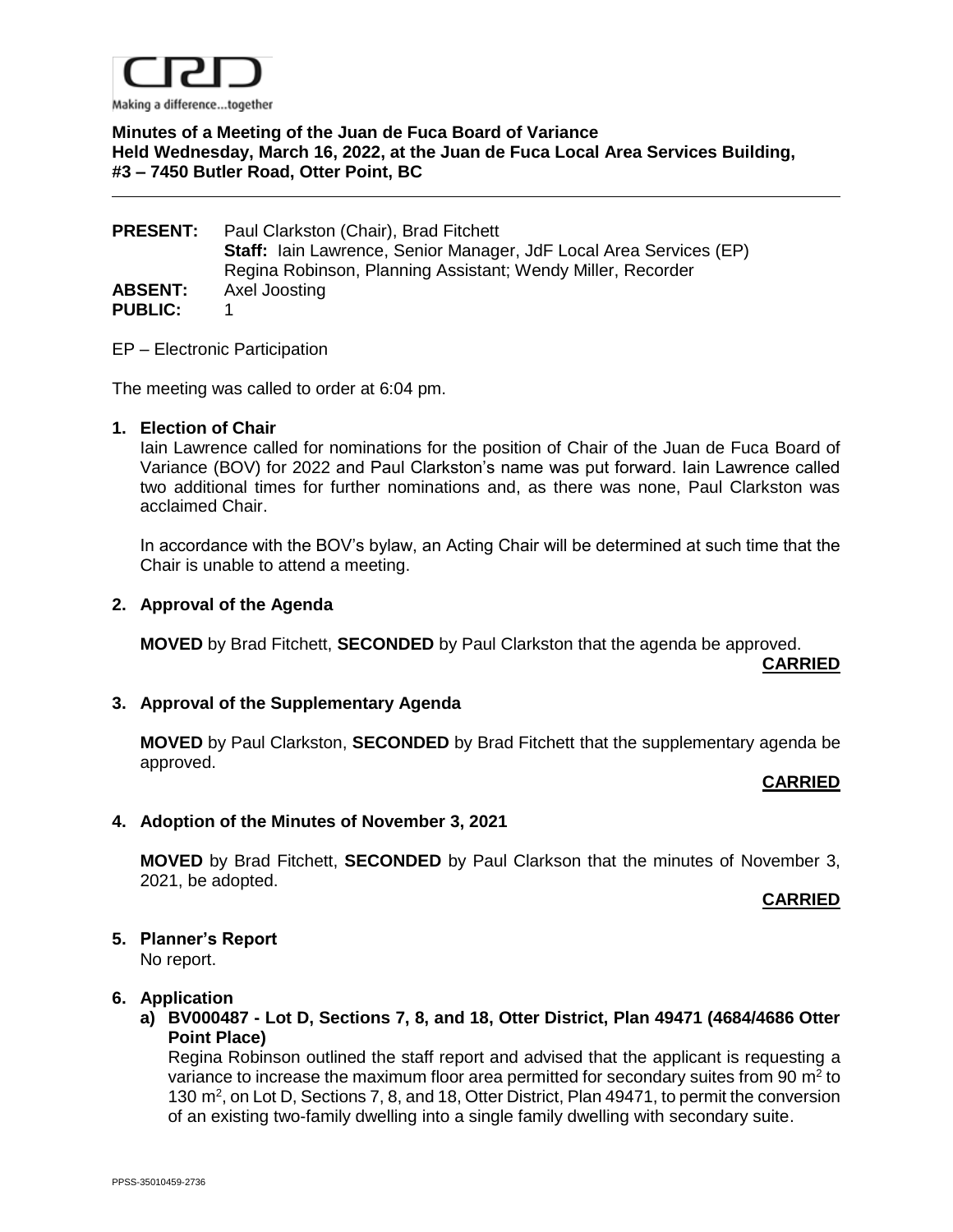CRD

Making a difference...together

**Minutes of a Meeting of the Juan de Fuca Board of Variance**
**Held Wednesday, March 16, 2022, at the Juan de Fuca Local Area Services Building, #3 – 7450 Butler Road, Otter Point, BC**

---

**PRESENT:** Paul Clarkston (Chair), Brad Fitchett
**Staff:** Iain Lawrence, Senior Manager, JdF Local Area Services (EP)
Regina Robinson, Planning Assistant; Wendy Miller, Recorder
**ABSENT:** Axel Joosting
**PUBLIC:** 1

EP – Electronic Participation

The meeting was called to order at 6:04 pm.

**1. Election of Chair**

Iain Lawrence called for nominations for the position of Chair of the Juan de Fuca Board of Variance (BOV) for 2022 and Paul Clarkston's name was put forward. Iain Lawrence called two additional times for further nominations and, as there was none, Paul Clarkston was acclaimed Chair.

In accordance with the BOV's bylaw, an Acting Chair will be determined at such time that the Chair is unable to attend a meeting.

**2. Approval of the Agenda**

**MOVED** by Brad Fitchett, **SECONDED** by Paul Clarkston that the agenda be approved.

**CARRIED**

**3. Approval of the Supplementary Agenda**

**MOVED** by Paul Clarkston, **SECONDED** by Brad Fitchett that the supplementary agenda be approved.

**CARRIED**

**4. Adoption of the Minutes of November 3, 2021**

**MOVED** by Brad Fitchett, **SECONDED** by Paul Clarkson that the minutes of November 3, 2021, be adopted.

**CARRIED**

**5. Planner's Report**

No report.

**6. Application**

**a) BV000487 - Lot D, Sections 7, 8, and 18, Otter District, Plan 49471 (4684/4686 Otter Point Place)**

Regina Robinson outlined the staff report and advised that the applicant is requesting a variance to increase the maximum floor area permitted for secondary suites from 90 $m^2$ to 130 $m^2$, on Lot D, Sections 7, 8, and 18, Otter District, Plan 49471, to permit the conversion of an existing two-family dwelling into a single family dwelling with secondary suite.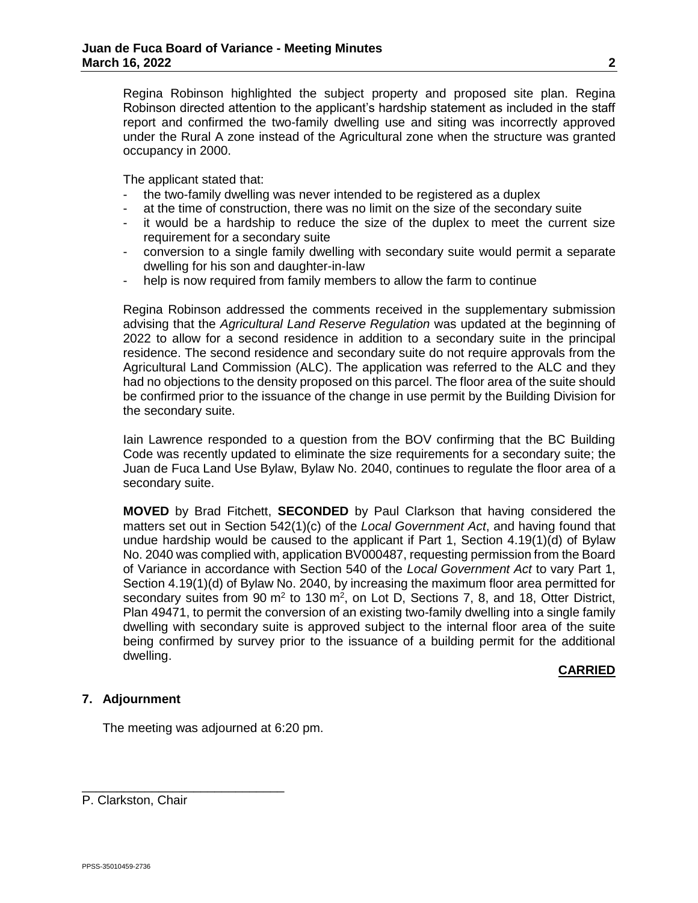Regina Robinson highlighted the subject property and proposed site plan. Regina Robinson directed attention to the applicant's hardship statement as included in the staff report and confirmed the two-family dwelling use and siting was incorrectly approved under the Rural A zone instead of the Agricultural zone when the structure was granted occupancy in 2000.

The applicant stated that:

- the two-family dwelling was never intended to be registered as a duplex
- at the time of construction, there was no limit on the size of the secondary suite
- it would be a hardship to reduce the size of the duplex to meet the current size requirement for a secondary suite
- conversion to a single family dwelling with secondary suite would permit a separate dwelling for his son and daughter-in-law
- help is now required from family members to allow the farm to continue

Regina Robinson addressed the comments received in the supplementary submission advising that the *Agricultural Land Reserve Regulation* was updated at the beginning of 2022 to allow for a second residence in addition to a secondary suite in the principal residence. The second residence and secondary suite do not require approvals from the Agricultural Land Commission (ALC). The application was referred to the ALC and they had no objections to the density proposed on this parcel. The floor area of the suite should be confirmed prior to the issuance of the change in use permit by the Building Division for the secondary suite.

Iain Lawrence responded to a question from the BOV confirming that the BC Building Code was recently updated to eliminate the size requirements for a secondary suite; the Juan de Fuca Land Use Bylaw, Bylaw No. 2040, continues to regulate the floor area of a secondary suite.

**MOVED** by Brad Fitchett, **SECONDED** by Paul Clarkson that having considered the matters set out in Section 542(1)(c) of the *Local Government Act*, and having found that undue hardship would be caused to the applicant if Part 1, Section 4.19(1)(d) of Bylaw No. 2040 was complied with, application BV000487, requesting permission from the Board of Variance in accordance with Section 540 of the *Local Government Act* to vary Part 1, Section 4.19(1)(d) of Bylaw No. 2040, by increasing the maximum floor area permitted for secondary suites from 90 $m^2$ to 130 $m^2$, on Lot D, Sections 7, 8, and 18, Otter District, Plan 49471, to permit the conversion of an existing two-family dwelling into a single family dwelling with secondary suite is approved subject to the internal floor area of the suite being confirmed by survey prior to the issuance of a building permit for the additional dwelling.

**CARRIED**

## 7. Adjournment

The meeting was adjourned at 6:20 pm.

\_\_\_\_\_\_\_\_\_\_\_\_\_\_\_\_\_\_\_\_\_\_\_\_\_\_\_\_\_\_

P. Clarkston, Chair

PPSS-35010459-2736